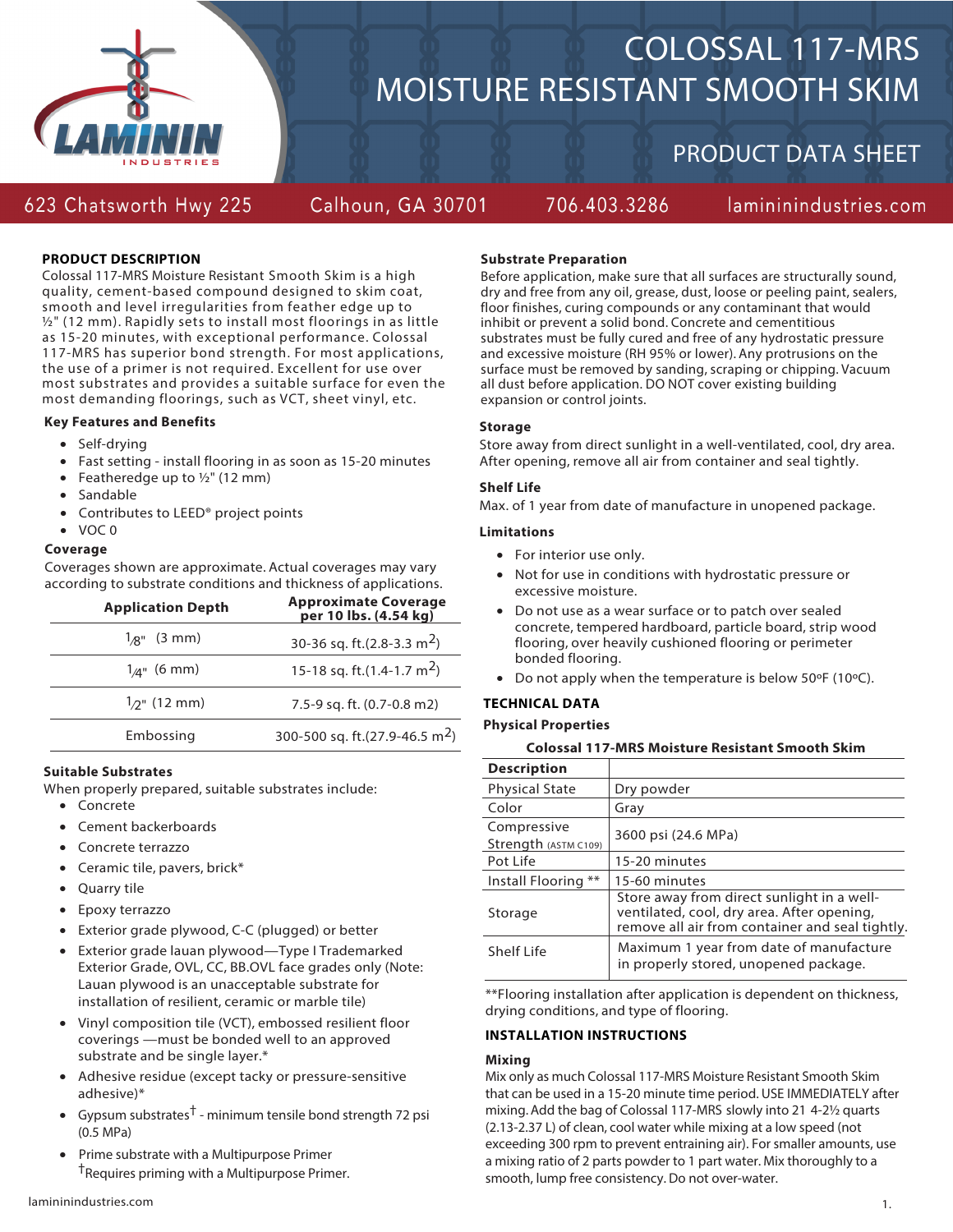# COLOSSAL 117-MRS MOISTURE RESISTANT SMOOTH SKIM

## PRODUCT DATA SHEET

623 Chatsworth Hwy 225 Calhoun, GA 30701 706.403.3286 lamininindustries.com

### PRODUCT DESCRIPTION

Colossal 117-MRS Moisture Resistant Smooth Skim is a high quality, cement-based compound designed to skim coat, smooth and level irregularities from feather edge up to ½" (12 mm). Rapidly sets to install most floorings in as little as 15-20 minutes, with exceptional performance. Colossal 117-MRS has superior bond strength. For most applications, the use of a primer is not required. Excellent for use over most substrates and provides a suitable surface for even the most demanding floorings, such as VCT, sheet vinyl, etc.

### Key Features and Benefits

- Self-drying
- Fast setting - install flooring in as soon as 15-20 minutes
- Featheredge up to ½" (12 mm)
- Sandable
- Contributes to LEED® project points
- VOC 0

### Coverage

Coverages shown are approximate. Actual coverages may vary according to substrate conditions and thickness of applications.

| Application Depth | Approximate Coverage per 10 lbs. (4.54 kg) |
|---|---|
| 1/8" (3 mm) | 30-36 sq. ft.(2.8-3.3 $m^2$) |
| 1/4" (6 mm) | 15-18 sq. ft.(1.4-1.7 $m^2$) |
| 1/2" (12 mm) | 7.5-9 sq. ft. (0.7-0.8 m2) |
| Embossing | 300-500 sq. ft.(27.9-46.5 $m^2$) |

### Suitable Substrates

When properly prepared, suitable substrates include:

- Concrete
- Cement backerboards
- Concrete terrazzo
- Ceramic tile, pavers, brick*
- Quarry tile
- Epoxy terrazzo
- Exterior grade plywood, C-C (plugged) or better
- Exterior grade lauan plywood—Type I Trademarked Exterior Grade, OVL, CC, BB.OVL face grades only (Note: Lauan plywood is an unacceptable substrate for installation of resilient, ceramic or marble tile)
- Vinyl composition tile (VCT), embossed resilient floor coverings —must be bonded well to an approved substrate and be single layer.*
- Adhesive residue (except tacky or pressure-sensitive adhesive)*
- Gypsum substrates† - minimum tensile bond strength 72 psi (0.5 MPa)
- Prime substrate with a Multipurpose Primer

†Requires priming with a Multipurpose Primer.

### Substrate Preparation

Before application, make sure that all surfaces are structurally sound, dry and free from any oil, grease, dust, loose or peeling paint, sealers, floor finishes, curing compounds or any contaminant that would inhibit or prevent a solid bond. Concrete and cementitious substrates must be fully cured and free of any hydrostatic pressure and excessive moisture (RH 95% or lower). Any protrusions on the surface must be removed by sanding, scraping or chipping. Vacuum all dust before application. DO NOT cover existing building expansion or control joints.

### Storage

Store away from direct sunlight in a well-ventilated, cool, dry area. After opening, remove all air from container and seal tightly.

### Shelf Life

Max. of 1 year from date of manufacture in unopened package.

### Limitations

- For interior use only.
- Not for use in conditions with hydrostatic pressure or excessive moisture.
- Do not use as a wear surface or to patch over sealed concrete, tempered hardboard, particle board, strip wood flooring, over heavily cushioned flooring or perimeter bonded flooring.
- Do not apply when the temperature is below 50ºF (10ºC).

### TECHNICAL DATA

### Physical Properties

**Colossal 117-MRS Moisture Resistant Smooth Skim**

| Description | |
|---|---|
| Physical State | Dry powder |
| Color | Gray |
| Compressive Strength (ASTM C109) | 3600 psi (24.6 MPa) |
| Pot Life | 15-20 minutes |
| Install Flooring ** | 15-60 minutes |
| Storage | Store away from direct sunlight in a well-ventilated, cool, dry area. After opening, remove all air from container and seal tightly. |
| Shelf Life | Maximum 1 year from date of manufacture in properly stored, unopened package. |

**Flooring installation after application is dependent on thickness, drying conditions, and type of flooring.

### INSTALLATION INSTRUCTIONS

### Mixing

Mix only as much Colossal 117-MRS Moisture Resistant Smooth Skim that can be used in a 15-20 minute time period. USE IMMEDIATELY after mixing. Add the bag of Colossal 117-MRS slowly into 21 4-2½ quarts (2.13-2.37 L) of clean, cool water while mixing at a low speed (not exceeding 300 rpm to prevent entraining air). For smaller amounts, use a mixing ratio of 2 parts powder to 1 part water. Mix thoroughly to a smooth, lump free consistency. Do not over-water.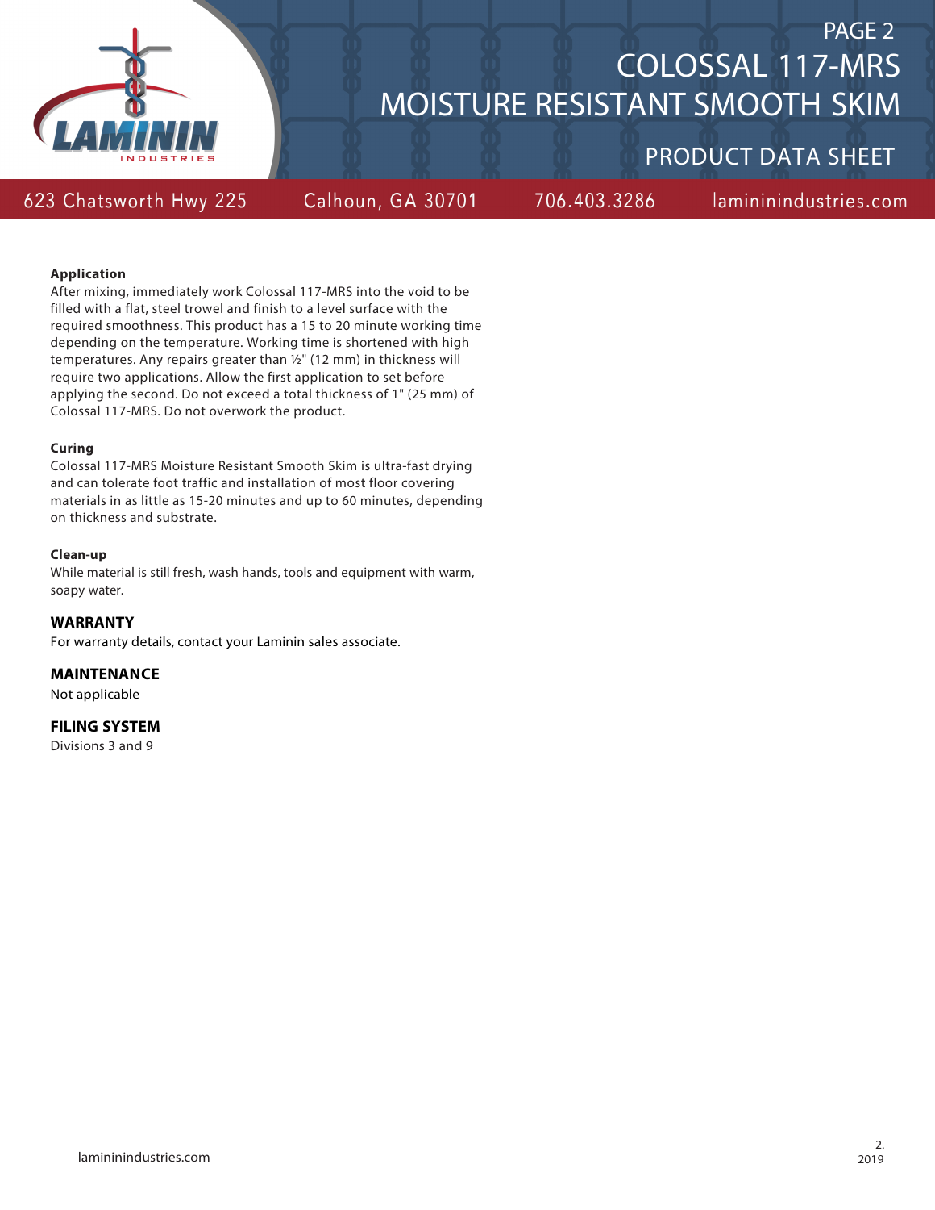### Application

After mixing, immediately work Colossal 117-MRS into the void to be filled with a flat, steel trowel and finish to a level surface with the required smoothness. This product has a 15 to 20 minute working time depending on the temperature. Working time is shortened with high temperatures. Any repairs greater than ½" (12 mm) in thickness will require two applications. Allow the first application to set before applying the second. Do not exceed a total thickness of 1" (25 mm) of Colossal 117-MRS. Do not overwork the product.

### Curing

Colossal 117-MRS Moisture Resistant Smooth Skim is ultra-fast drying and can tolerate foot traffic and installation of most floor covering materials in as little as 15-20 minutes and up to 60 minutes, depending on thickness and substrate.

### Clean-up

While material is still fresh, wash hands, tools and equipment with warm, soapy water.

## WARRANTY

For warranty details, contact your Laminin sales associate.

## MAINTENANCE

Not applicable

## FILING SYSTEM

Divisions 3 and 9